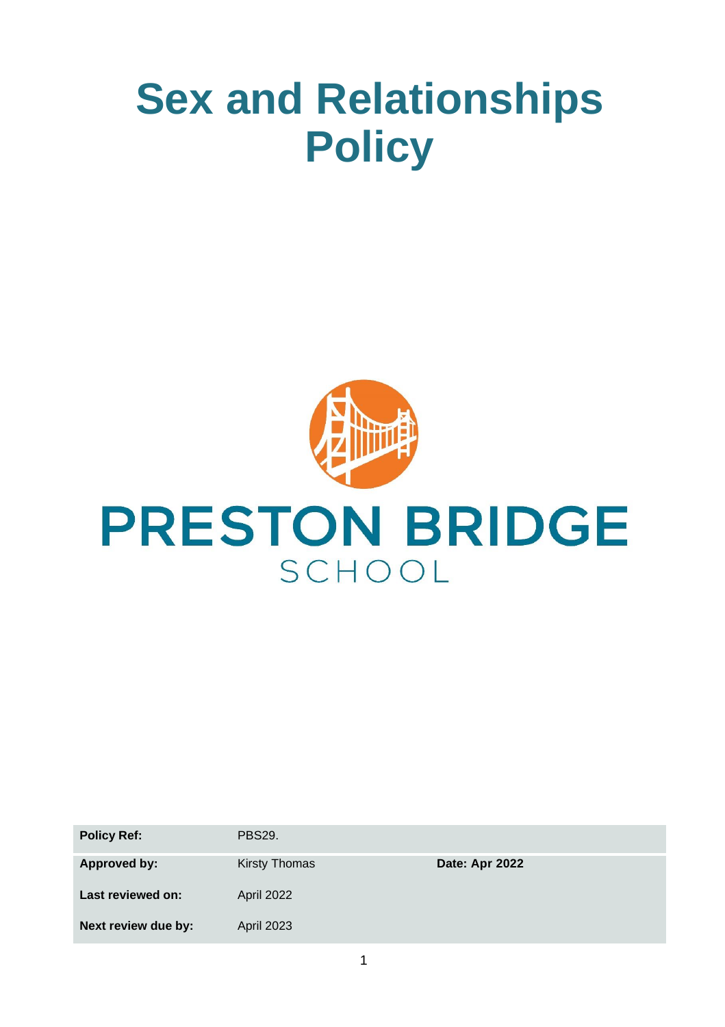# Sex and Relationships Policy

PRESTON BRIDGE
SCHOOL

| Policy Ref: | PBS29. | |
|---|---|---|
| Approved by: | Kirsty Thomas | Date: Apr 2022 |
| Last reviewed on: | April 2022 | |
| Next review due by: | April 2023 | |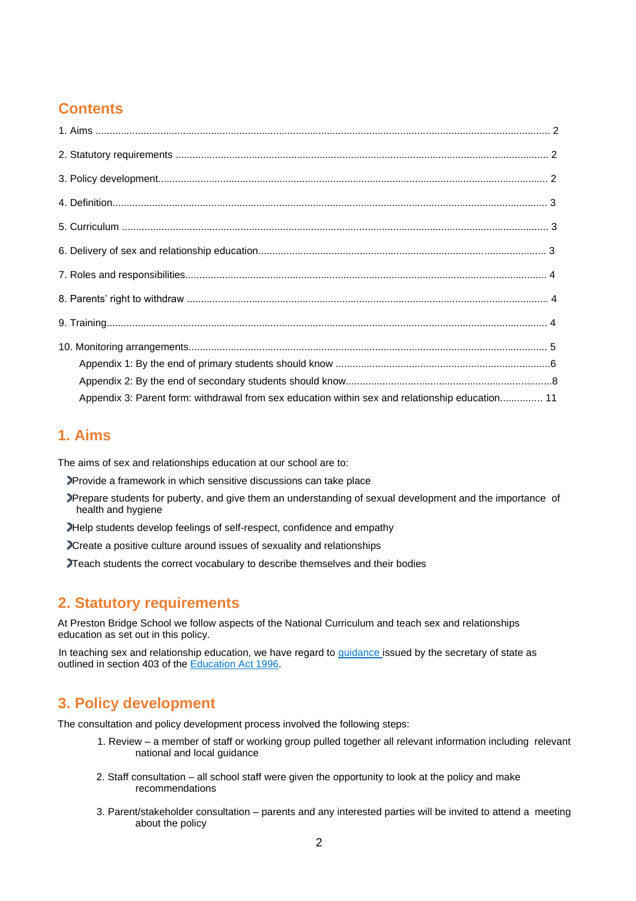## Contents

1. Aims ........................................................................................................................................................ 2

2. Statutory requirements ............................................................................................................................ 2

3. Policy development.................................................................................................................................. 2

4. Definition.................................................................................................................................................. 3

5. Curriculum ............................................................................................................................................... 3

6. Delivery of sex and relationship education............................................................................................. 3

7. Roles and responsibilities........................................................................................................................ 4

8. Parents' right to withdraw ........................................................................................................................ 4

9. Training.................................................................................................................................................... 4

10. Monitoring arrangements....................................................................................................................... 5

- Appendix 1: By the end of primary students should know ..........................................................................6
- Appendix 2: By the end of secondary students should know.......................................................................8
- Appendix 3: Parent form: withdrawal from sex education within sex and relationship education............... 11

## 1. Aims

The aims of sex and relationships education at our school are to:

- Provide a framework in which sensitive discussions can take place
- Prepare students for puberty, and give them an understanding of sexual development and the importance of health and hygiene
- Help students develop feelings of self-respect, confidence and empathy
- Create a positive culture around issues of sexuality and relationships
- Teach students the correct vocabulary to describe themselves and their bodies

## 2. Statutory requirements

At Preston Bridge School we follow aspects of the National Curriculum and teach sex and relationships education as set out in this policy.

In teaching sex and relationship education, we have regard to guidance issued by the secretary of state as outlined in section 403 of the Education Act 1996.

## 3. Policy development

The consultation and policy development process involved the following steps:

1. Review – a member of staff or working group pulled together all relevant information including relevant national and local guidance
2. Staff consultation – all school staff were given the opportunity to look at the policy and make recommendations
3. Parent/stakeholder consultation – parents and any interested parties will be invited to attend a meeting about the policy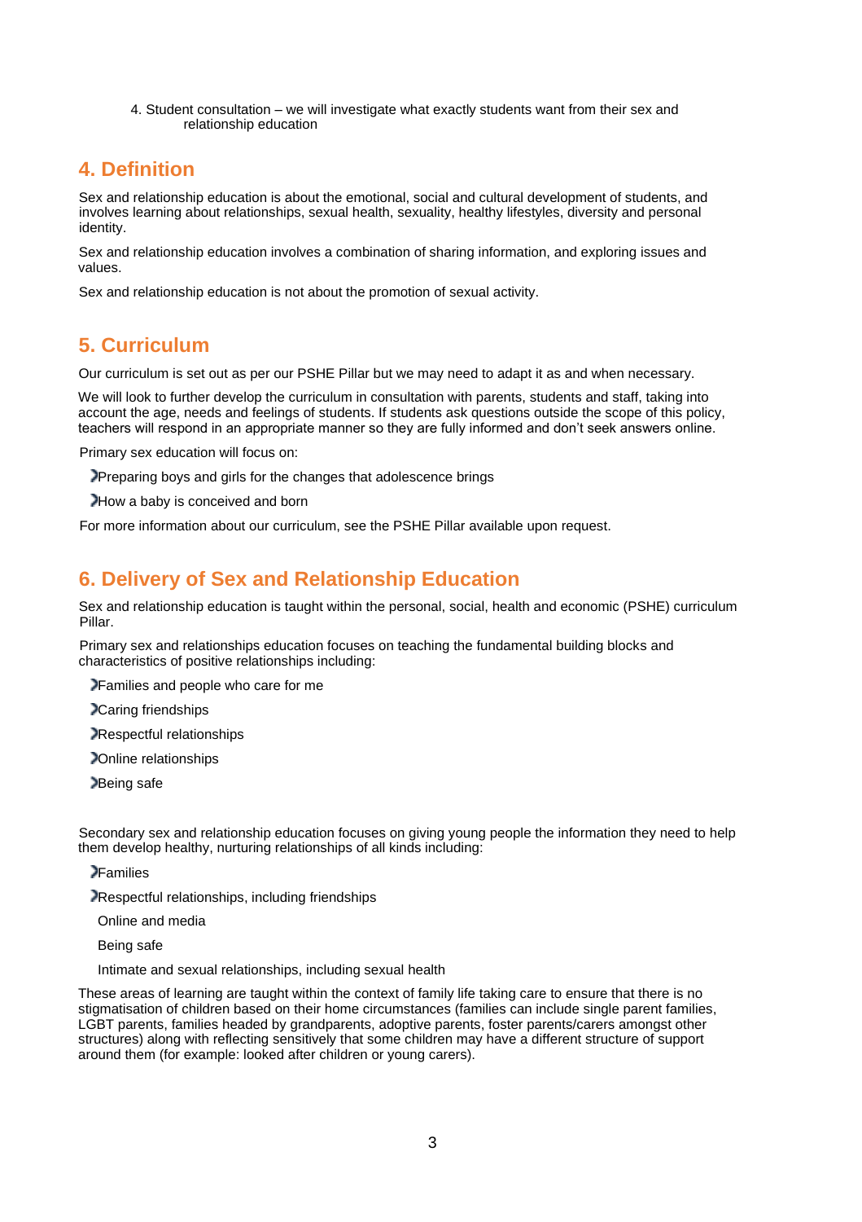4. Student consultation – we will investigate what exactly students want from their sex and relationship education

## 4. Definition

Sex and relationship education is about the emotional, social and cultural development of students, and involves learning about relationships, sexual health, sexuality, healthy lifestyles, diversity and personal identity.

Sex and relationship education involves a combination of sharing information, and exploring issues and values.

Sex and relationship education is not about the promotion of sexual activity.

## 5. Curriculum

Our curriculum is set out as per our PSHE Pillar but we may need to adapt it as and when necessary.

We will look to further develop the curriculum in consultation with parents, students and staff, taking into account the age, needs and feelings of students. If students ask questions outside the scope of this policy, teachers will respond in an appropriate manner so they are fully informed and don't seek answers online.

Primary sex education will focus on:

- Preparing boys and girls for the changes that adolescence brings
- How a baby is conceived and born

For more information about our curriculum, see the PSHE Pillar available upon request.

## 6. Delivery of Sex and Relationship Education

Sex and relationship education is taught within the personal, social, health and economic (PSHE) curriculum Pillar.

Primary sex and relationships education focuses on teaching the fundamental building blocks and characteristics of positive relationships including:

- Families and people who care for me
- Caring friendships
- Respectful relationships
- Online relationships
- Being safe

Secondary sex and relationship education focuses on giving young people the information they need to help them develop healthy, nurturing relationships of all kinds including:

- Families
- Respectful relationships, including friendships
- Online and media
- Being safe
- Intimate and sexual relationships, including sexual health

These areas of learning are taught within the context of family life taking care to ensure that there is no stigmatisation of children based on their home circumstances (families can include single parent families, LGBT parents, families headed by grandparents, adoptive parents, foster parents/carers amongst other structures) along with reflecting sensitively that some children may have a different structure of support around them (for example: looked after children or young carers).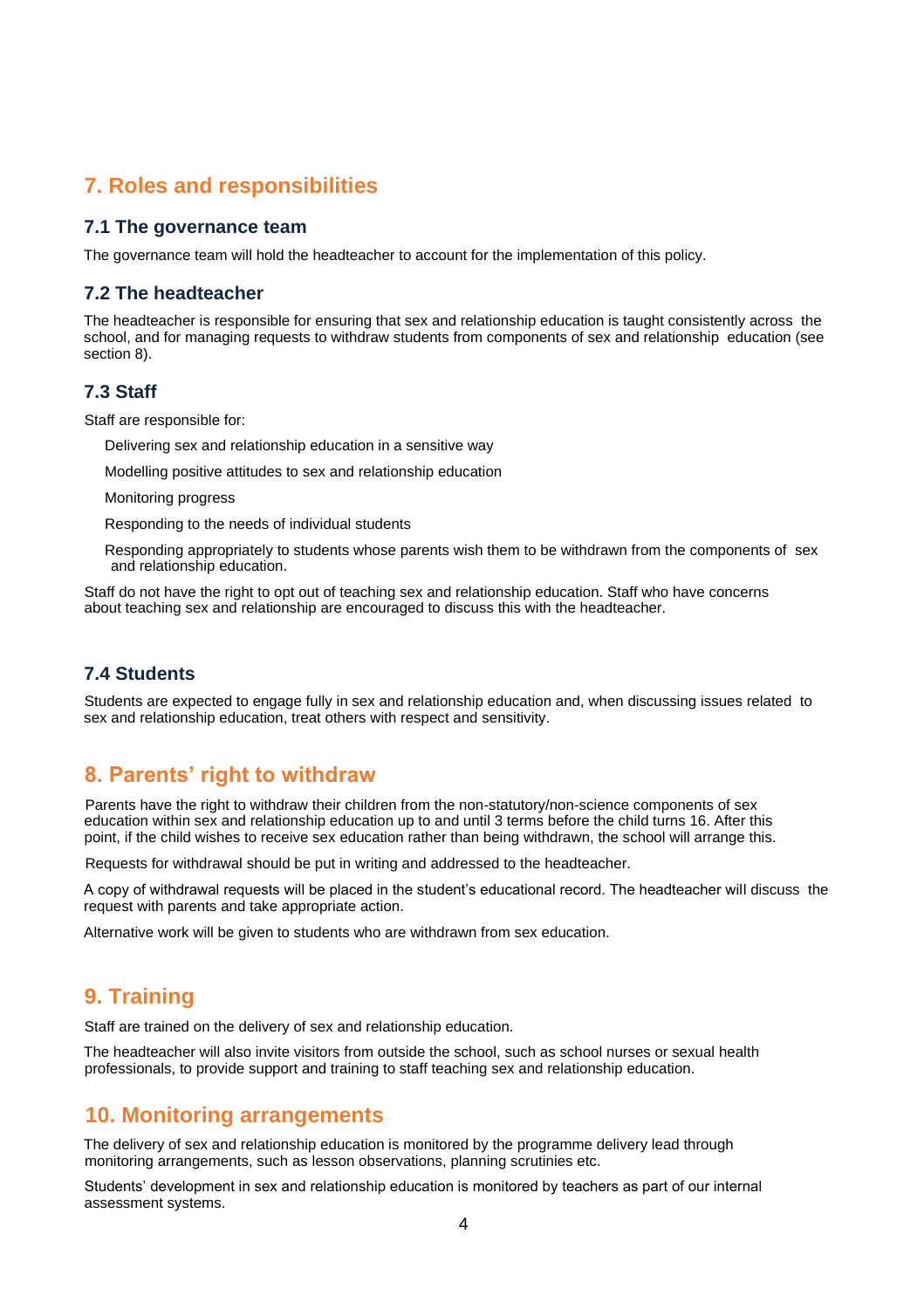## 7. Roles and responsibilities

### 7.1 The governance team

The governance team will hold the headteacher to account for the implementation of this policy.

### 7.2 The headteacher

The headteacher is responsible for ensuring that sex and relationship education is taught consistently across the school, and for managing requests to withdraw students from components of sex and relationship education (see section 8).

### 7.3 Staff

Staff are responsible for:

- Delivering sex and relationship education in a sensitive way
- Modelling positive attitudes to sex and relationship education
- Monitoring progress
- Responding to the needs of individual students
- Responding appropriately to students whose parents wish them to be withdrawn from the components of sex and relationship education.

Staff do not have the right to opt out of teaching sex and relationship education. Staff who have concerns about teaching sex and relationship are encouraged to discuss this with the headteacher.

### 7.4 Students

Students are expected to engage fully in sex and relationship education and, when discussing issues related to sex and relationship education, treat others with respect and sensitivity.

## 8. Parents' right to withdraw

Parents have the right to withdraw their children from the non-statutory/non-science components of sex education within sex and relationship education up to and until 3 terms before the child turns 16. After this point, if the child wishes to receive sex education rather than being withdrawn, the school will arrange this.

Requests for withdrawal should be put in writing and addressed to the headteacher.

A copy of withdrawal requests will be placed in the student's educational record. The headteacher will discuss the request with parents and take appropriate action.

Alternative work will be given to students who are withdrawn from sex education.

## 9. Training

Staff are trained on the delivery of sex and relationship education.

The headteacher will also invite visitors from outside the school, such as school nurses or sexual health professionals, to provide support and training to staff teaching sex and relationship education.

## 10. Monitoring arrangements

The delivery of sex and relationship education is monitored by the programme delivery lead through monitoring arrangements, such as lesson observations, planning scrutinies etc.

Students' development in sex and relationship education is monitored by teachers as part of our internal assessment systems.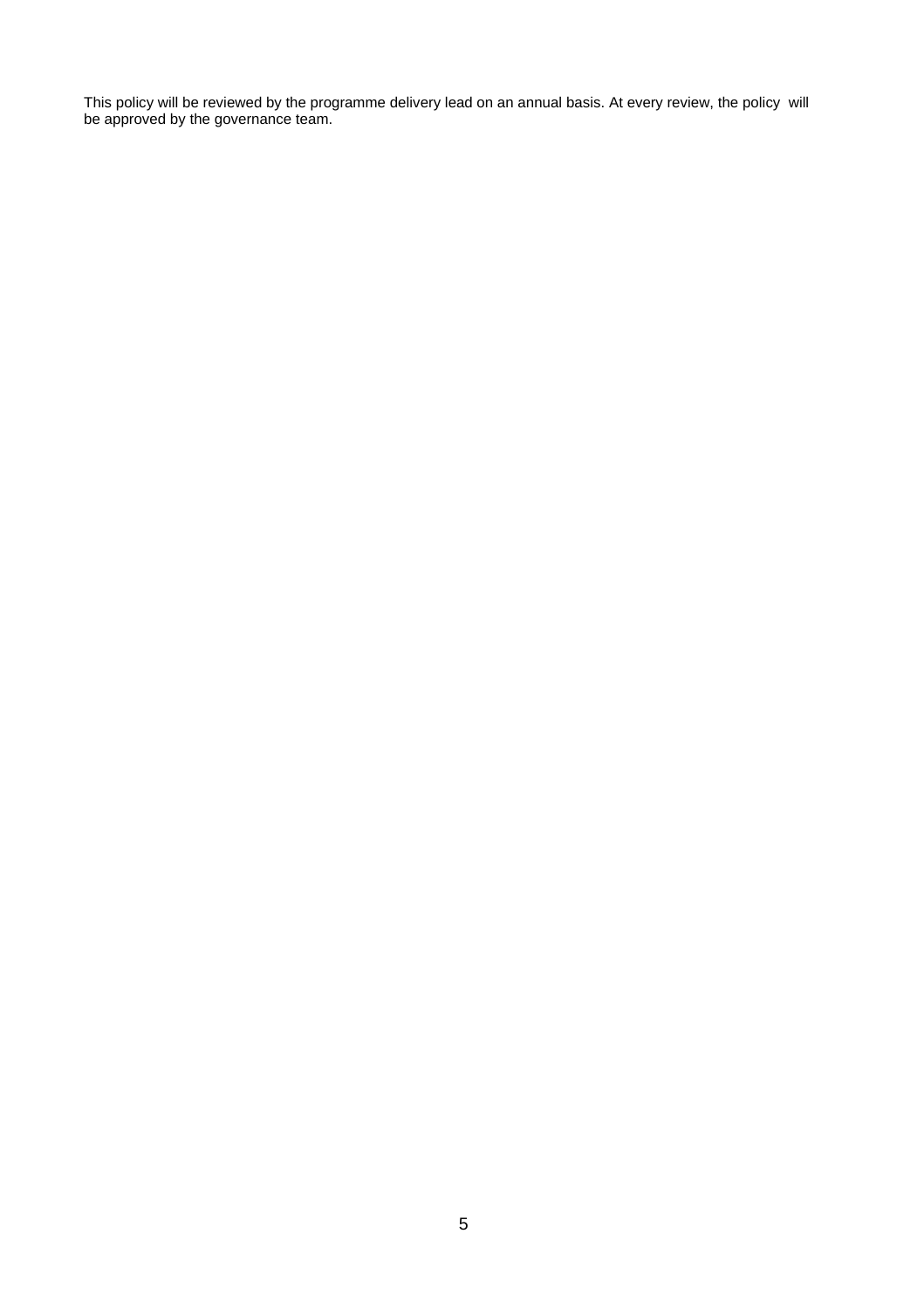This policy will be reviewed by the programme delivery lead on an annual basis. At every review, the policy will be approved by the governance team.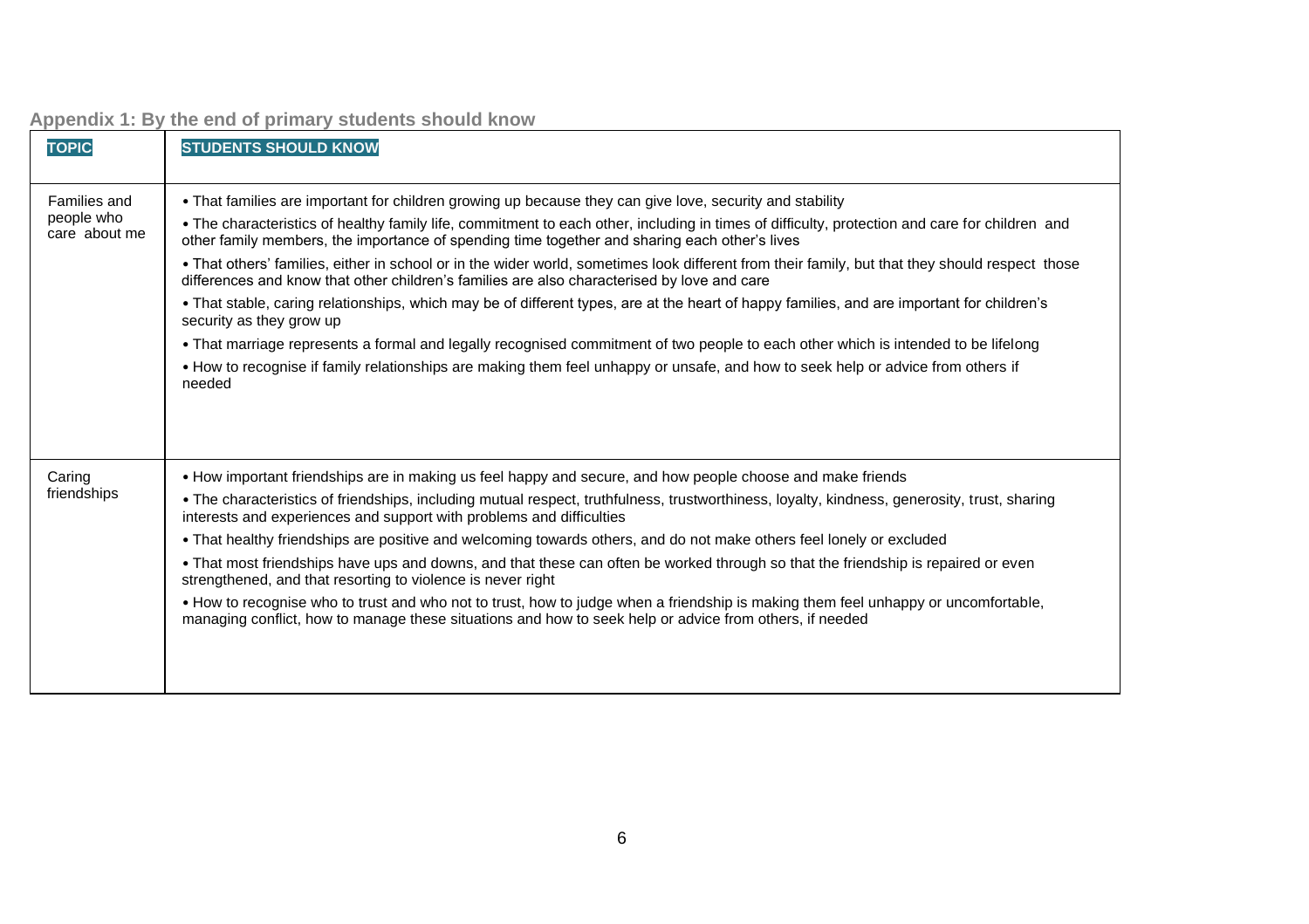## Appendix 1: By the end of primary students should know

| TOPIC | STUDENTS SHOULD KNOW |
|---|---|
| Families and people who care about me | • That families are important for children growing up because they can give love, security and stability<br>• The characteristics of healthy family life, commitment to each other, including in times of difficulty, protection and care for children and other family members, the importance of spending time together and sharing each other's lives<br>• That others' families, either in school or in the wider world, sometimes look different from their family, but that they should respect those differences and know that other children's families are also characterised by love and care<br>• That stable, caring relationships, which may be of different types, are at the heart of happy families, and are important for children's security as they grow up<br>• That marriage represents a formal and legally recognised commitment of two people to each other which is intended to be lifelong<br>• How to recognise if family relationships are making them feel unhappy or unsafe, and how to seek help or advice from others if needed |
| Caring friendships | • How important friendships are in making us feel happy and secure, and how people choose and make friends<br>• The characteristics of friendships, including mutual respect, truthfulness, trustworthiness, loyalty, kindness, generosity, trust, sharing interests and experiences and support with problems and difficulties<br>• That healthy friendships are positive and welcoming towards others, and do not make others feel lonely or excluded<br>• That most friendships have ups and downs, and that these can often be worked through so that the friendship is repaired or even strengthened, and that resorting to violence is never right<br>• How to recognise who to trust and who not to trust, how to judge when a friendship is making them feel unhappy or uncomfortable, managing conflict, how to manage these situations and how to seek help or advice from others, if needed |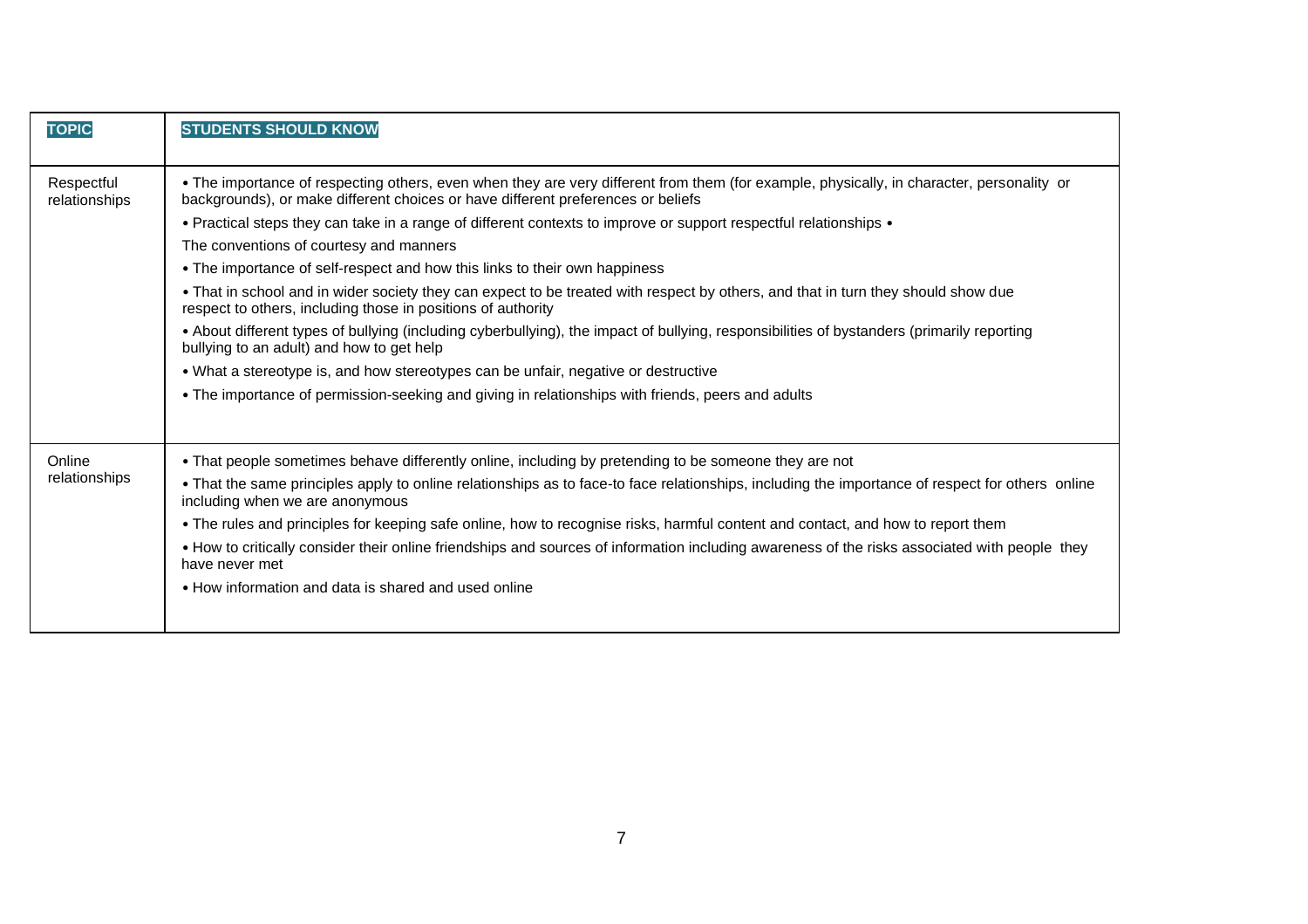| TOPIC | STUDENTS SHOULD KNOW |
|---|---|
| Respectful relationships | • The importance of respecting others, even when they are very different from them (for example, physically, in character, personality or backgrounds), or make different choices or have different preferences or beliefs<br>• Practical steps they can take in a range of different contexts to improve or support respectful relationships •<br>The conventions of courtesy and manners<br>• The importance of self-respect and how this links to their own happiness<br>• That in school and in wider society they can expect to be treated with respect by others, and that in turn they should show due respect to others, including those in positions of authority<br>• About different types of bullying (including cyberbullying), the impact of bullying, responsibilities of bystanders (primarily reporting bullying to an adult) and how to get help<br>• What a stereotype is, and how stereotypes can be unfair, negative or destructive<br>• The importance of permission-seeking and giving in relationships with friends, peers and adults |
| Online relationships | • That people sometimes behave differently online, including by pretending to be someone they are not<br>• That the same principles apply to online relationships as to face-to face relationships, including the importance of respect for others online including when we are anonymous<br>• The rules and principles for keeping safe online, how to recognise risks, harmful content and contact, and how to report them<br>• How to critically consider their online friendships and sources of information including awareness of the risks associated with people they have never met<br>• How information and data is shared and used online |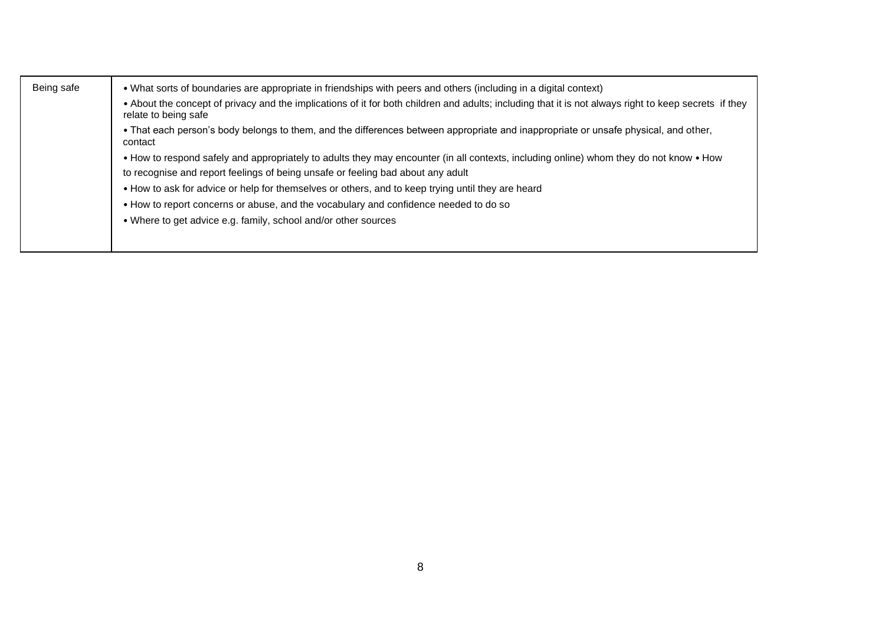| Being safe | • What sorts of boundaries are appropriate in friendships with peers and others (including in a digital context)<br>• About the concept of privacy and the implications of it for both children and adults; including that it is not always right to keep secrets if they relate to being safe<br>• That each person's body belongs to them, and the differences between appropriate and inappropriate or unsafe physical, and other, contact<br>• How to respond safely and appropriately to adults they may encounter (in all contexts, including online) whom they do not know • How to recognise and report feelings of being unsafe or feeling bad about any adult<br>• How to ask for advice or help for themselves or others, and to keep trying until they are heard<br>• How to report concerns or abuse, and the vocabulary and confidence needed to do so<br>• Where to get advice e.g. family, school and/or other sources |
|---|---|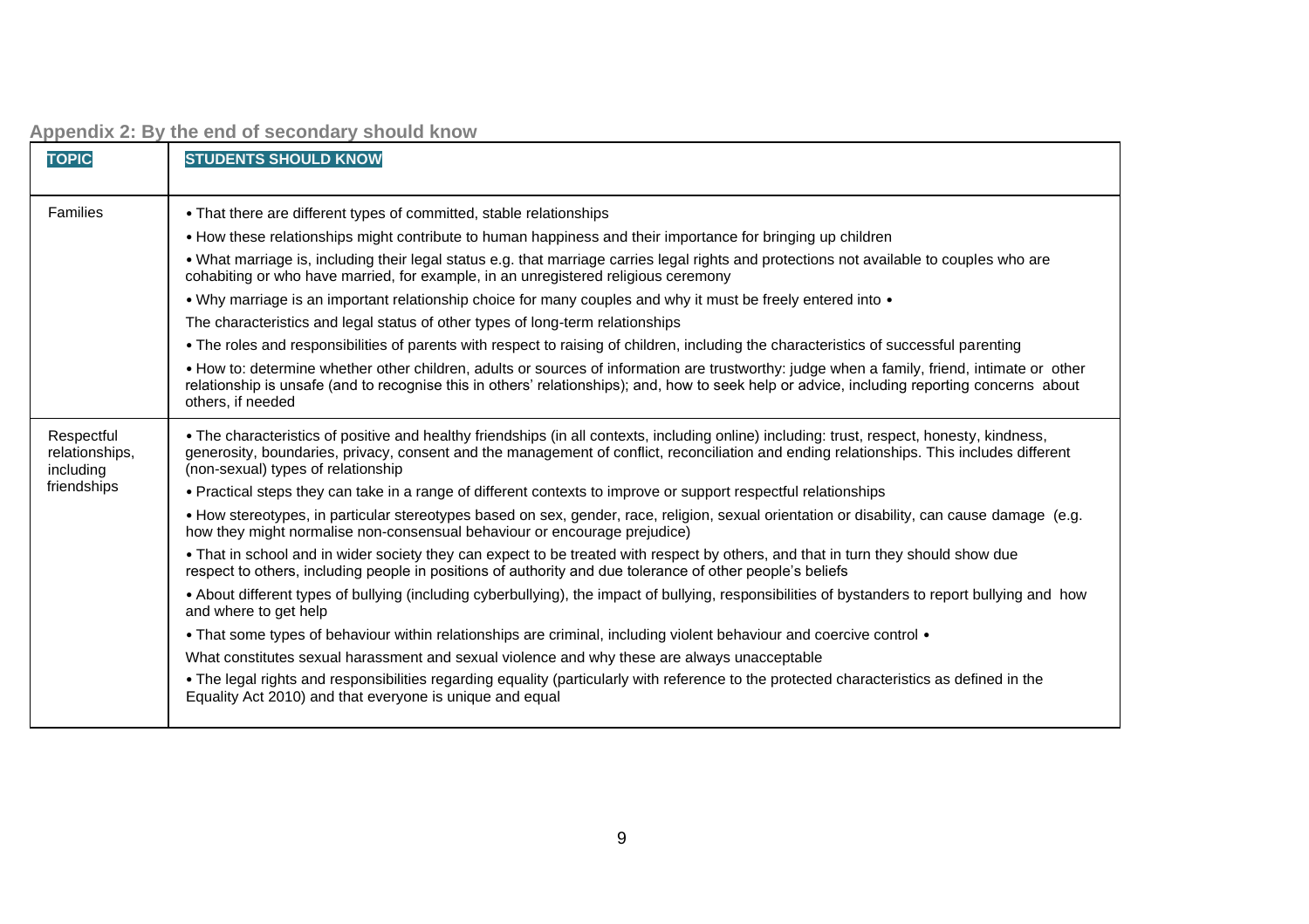## Appendix 2: By the end of secondary should know

| TOPIC | STUDENTS SHOULD KNOW |
|---|---|
| Families | • That there are different types of committed, stable relationships<br>• How these relationships might contribute to human happiness and their importance for bringing up children<br>• What marriage is, including their legal status e.g. that marriage carries legal rights and protections not available to couples who are cohabiting or who have married, for example, in an unregistered religious ceremony<br>• Why marriage is an important relationship choice for many couples and why it must be freely entered into •<br>The characteristics and legal status of other types of long-term relationships<br>• The roles and responsibilities of parents with respect to raising of children, including the characteristics of successful parenting<br>• How to: determine whether other children, adults or sources of information are trustworthy: judge when a family, friend, intimate or other relationship is unsafe (and to recognise this in others' relationships); and, how to seek help or advice, including reporting concerns about others, if needed |
| Respectful relationships, including friendships | • The characteristics of positive and healthy friendships (in all contexts, including online) including: trust, respect, honesty, kindness, generosity, boundaries, privacy, consent and the management of conflict, reconciliation and ending relationships. This includes different (non-sexual) types of relationship<br>• Practical steps they can take in a range of different contexts to improve or support respectful relationships<br>• How stereotypes, in particular stereotypes based on sex, gender, race, religion, sexual orientation or disability, can cause damage (e.g. how they might normalise non-consensual behaviour or encourage prejudice)<br>• That in school and in wider society they can expect to be treated with respect by others, and that in turn they should show due respect to others, including people in positions of authority and due tolerance of other people's beliefs<br>• About different types of bullying (including cyberbullying), the impact of bullying, responsibilities of bystanders to report bullying and how and where to get help<br>• That some types of behaviour within relationships are criminal, including violent behaviour and coercive control •<br>What constitutes sexual harassment and sexual violence and why these are always unacceptable<br>• The legal rights and responsibilities regarding equality (particularly with reference to the protected characteristics as defined in the Equality Act 2010) and that everyone is unique and equal |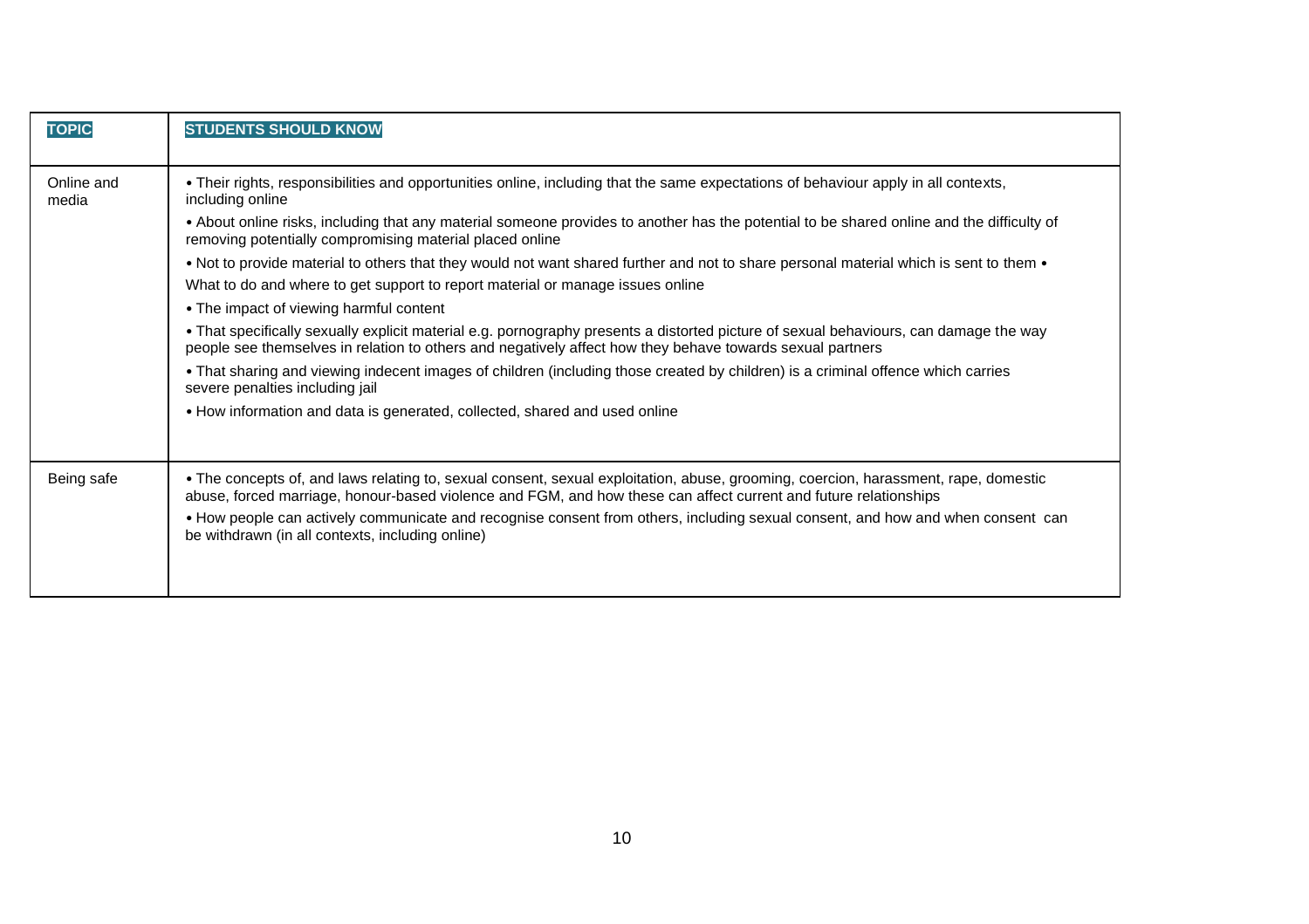| TOPIC | STUDENTS SHOULD KNOW |
| --- | --- |
| Online and media | • Their rights, responsibilities and opportunities online, including that the same expectations of behaviour apply in all contexts, including online<br>• About online risks, including that any material someone provides to another has the potential to be shared online and the difficulty of removing potentially compromising material placed online<br>• Not to provide material to others that they would not want shared further and not to share personal material which is sent to them •<br>What to do and where to get support to report material or manage issues online<br>• The impact of viewing harmful content<br>• That specifically sexually explicit material e.g. pornography presents a distorted picture of sexual behaviours, can damage the way people see themselves in relation to others and negatively affect how they behave towards sexual partners<br>• That sharing and viewing indecent images of children (including those created by children) is a criminal offence which carries severe penalties including jail<br>• How information and data is generated, collected, shared and used online |
| Being safe | • The concepts of, and laws relating to, sexual consent, sexual exploitation, abuse, grooming, coercion, harassment, rape, domestic abuse, forced marriage, honour-based violence and FGM, and how these can affect current and future relationships<br>• How people can actively communicate and recognise consent from others, including sexual consent, and how and when consent can be withdrawn (in all contexts, including online) |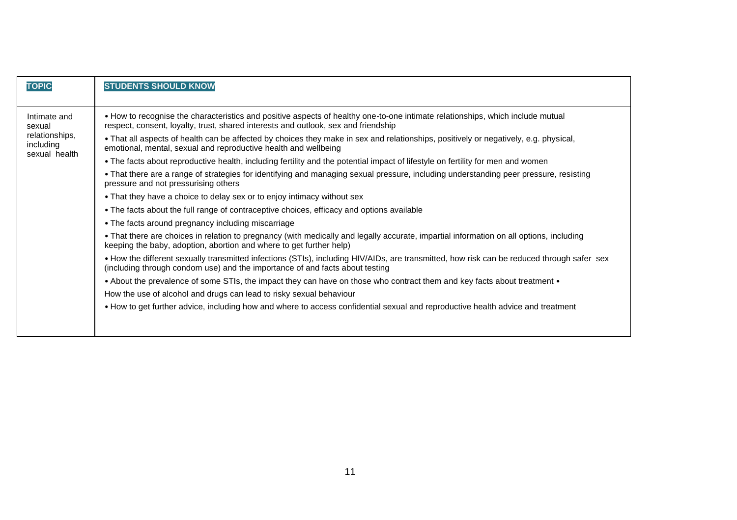| TOPIC | STUDENTS SHOULD KNOW |
| --- | --- |
| Intimate and sexual relationships, including sexual health | • How to recognise the characteristics and positive aspects of healthy one-to-one intimate relationships, which include mutual respect, consent, loyalty, trust, shared interests and outlook, sex and friendship<br>• That all aspects of health can be affected by choices they make in sex and relationships, positively or negatively, e.g. physical, emotional, mental, sexual and reproductive health and wellbeing<br>• The facts about reproductive health, including fertility and the potential impact of lifestyle on fertility for men and women<br>• That there are a range of strategies for identifying and managing sexual pressure, including understanding peer pressure, resisting pressure and not pressurising others<br>• That they have a choice to delay sex or to enjoy intimacy without sex<br>• The facts about the full range of contraceptive choices, efficacy and options available<br>• The facts around pregnancy including miscarriage<br>• That there are choices in relation to pregnancy (with medically and legally accurate, impartial information on all options, including keeping the baby, adoption, abortion and where to get further help)<br>• How the different sexually transmitted infections (STIs), including HIV/AIDs, are transmitted, how risk can be reduced through safer sex (including through condom use) and the importance of and facts about testing<br>• About the prevalence of some STIs, the impact they can have on those who contract them and key facts about treatment •<br>How the use of alcohol and drugs can lead to risky sexual behaviour<br>• How to get further advice, including how and where to access confidential sexual and reproductive health advice and treatment |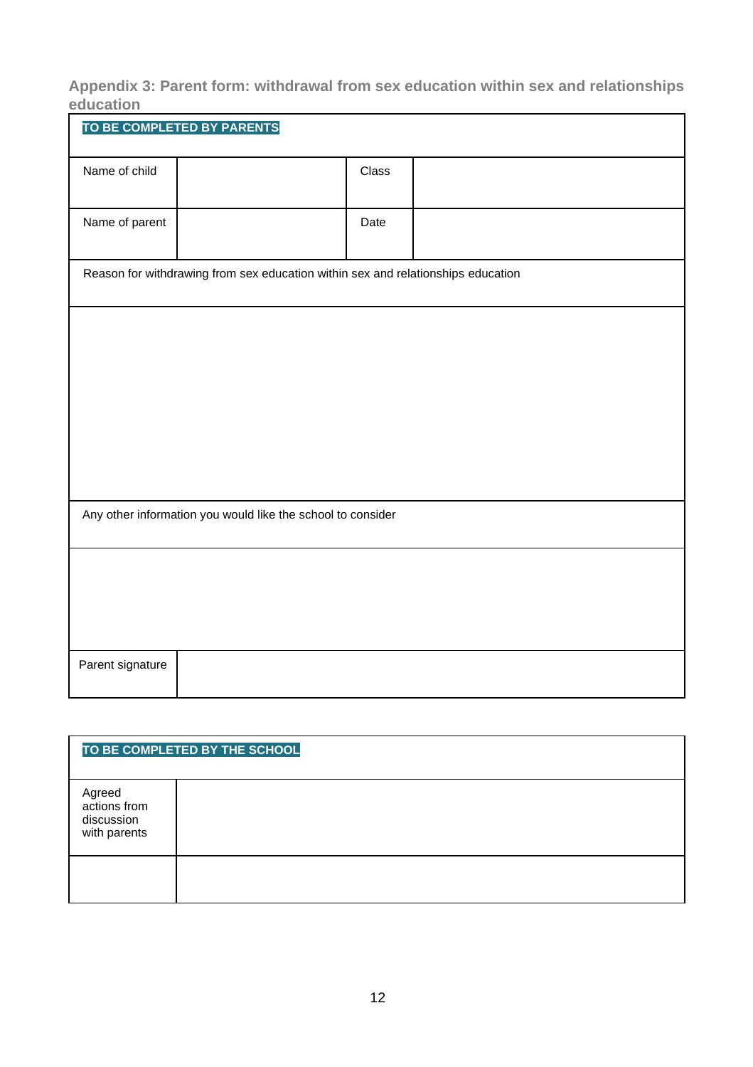### Appendix 3: Parent form: withdrawal from sex education within sex and relationships education

| **TO BE COMPLETED BY PARENTS** | | | |
|---|---|---|---|
| Name of child | | Class | |
| Name of parent | | Date | |
| Reason for withdrawing from sex education within sex and relationships education | | | |
| | | | |
| Any other information you would like the school to consider | | | |
| | | | |
| Parent signature | | | |

| **TO BE COMPLETED BY THE SCHOOL** | |
|---|---|
| Agreed actions from discussion with parents | |
| | |